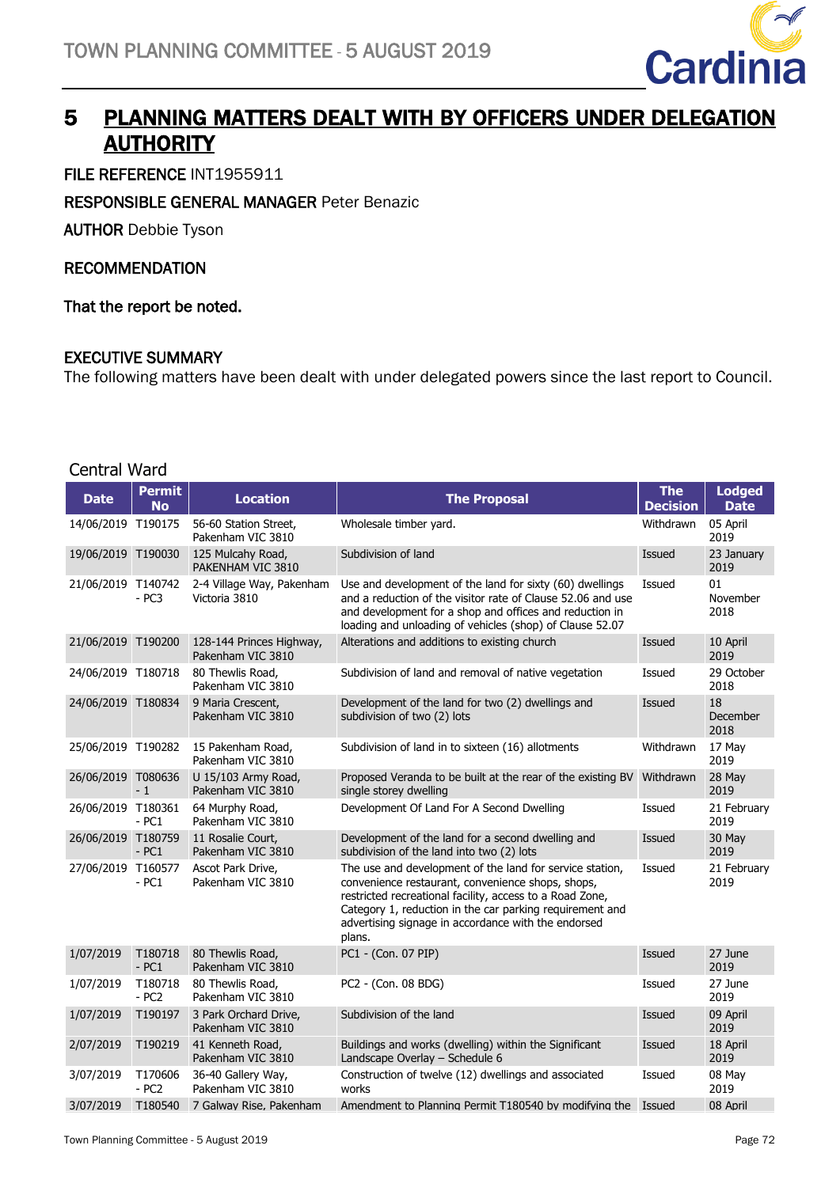# 5 PLANNING MATTERS DEALT WITH BY OFFICERS UNDER DELEGATION AUTHORITY

**FILE REFERENCE** INT1955911

**RESPONSIBLE GENERAL MANAGER** Peter Benazic

**AUTHOR** Debbie Tyson

**RECOMMENDATION**

**That the report be noted.**

**EXECUTIVE SUMMARY**

The following matters have been dealt with under delegated powers since the last report to Council.

## Central Ward

| Date | Permit No | Location | The Proposal | The Decision | Lodged Date |
|---|---|---|---|---|---|
| 14/06/2019 | T190175 | 56-60 Station Street, Pakenham VIC 3810 | Wholesale timber yard. | Withdrawn | 05 April 2019 |
| 19/06/2019 | T190030 | 125 Mulcahy Road, PAKENHAM VIC 3810 | Subdivision of land | Issued | 23 January 2019 |
| 21/06/2019 | T140742 - PC3 | 2-4 Village Way, Pakenham Victoria 3810 | Use and development of the land for sixty (60) dwellings and a reduction of the visitor rate of Clause 52.06 and use and development for a shop and offices and reduction in loading and unloading of vehicles (shop) of Clause 52.07 | Issued | 01 November 2018 |
| 21/06/2019 | T190200 | 128-144 Princes Highway, Pakenham VIC 3810 | Alterations and additions to existing church | Issued | 10 April 2019 |
| 24/06/2019 | T180718 | 80 Thewlis Road, Pakenham VIC 3810 | Subdivision of land and removal of native vegetation | Issued | 29 October 2018 |
| 24/06/2019 | T180834 | 9 Maria Crescent, Pakenham VIC 3810 | Development of the land for two (2) dwellings and subdivision of two (2) lots | Issued | 18 December 2018 |
| 25/06/2019 | T190282 | 15 Pakenham Road, Pakenham VIC 3810 | Subdivision of land in to sixteen (16) allotments | Withdrawn | 17 May 2019 |
| 26/06/2019 | T080636 - 1 | U 15/103 Army Road, Pakenham VIC 3810 | Proposed Veranda to be built at the rear of the existing BV single storey dwelling | Withdrawn | 28 May 2019 |
| 26/06/2019 | T180361 - PC1 | 64 Murphy Road, Pakenham VIC 3810 | Development Of Land For A Second Dwelling | Issued | 21 February 2019 |
| 26/06/2019 | T180759 - PC1 | 11 Rosalie Court, Pakenham VIC 3810 | Development of the land for a second dwelling and subdivision of the land into two (2) lots | Issued | 30 May 2019 |
| 27/06/2019 | T160577 - PC1 | Ascot Park Drive, Pakenham VIC 3810 | The use and development of the land for service station, convenience restaurant, convenience shops, shops, restricted recreational facility, access to a Road Zone, Category 1, reduction in the car parking requirement and advertising signage in accordance with the endorsed plans. | Issued | 21 February 2019 |
| 1/07/2019 | T180718 - PC1 | 80 Thewlis Road, Pakenham VIC 3810 | PC1 - (Con. 07 PIP) | Issued | 27 June 2019 |
| 1/07/2019 | T180718 - PC2 | 80 Thewlis Road, Pakenham VIC 3810 | PC2 - (Con. 08 BDG) | Issued | 27 June 2019 |
| 1/07/2019 | T190197 | 3 Park Orchard Drive, Pakenham VIC 3810 | Subdivision of the land | Issued | 09 April 2019 |
| 2/07/2019 | T190219 | 41 Kenneth Road, Pakenham VIC 3810 | Buildings and works (dwelling) within the Significant Landscape Overlay – Schedule 6 | Issued | 18 April 2019 |
| 3/07/2019 | T170606 - PC2 | 36-40 Gallery Way, Pakenham VIC 3810 | Construction of twelve (12) dwellings and associated works | Issued | 08 May 2019 |
| 3/07/2019 | T180540 | 7 Galway Rise, Pakenham | Amendment to Planning Permit T180540 by modifying the | Issued | 08 April |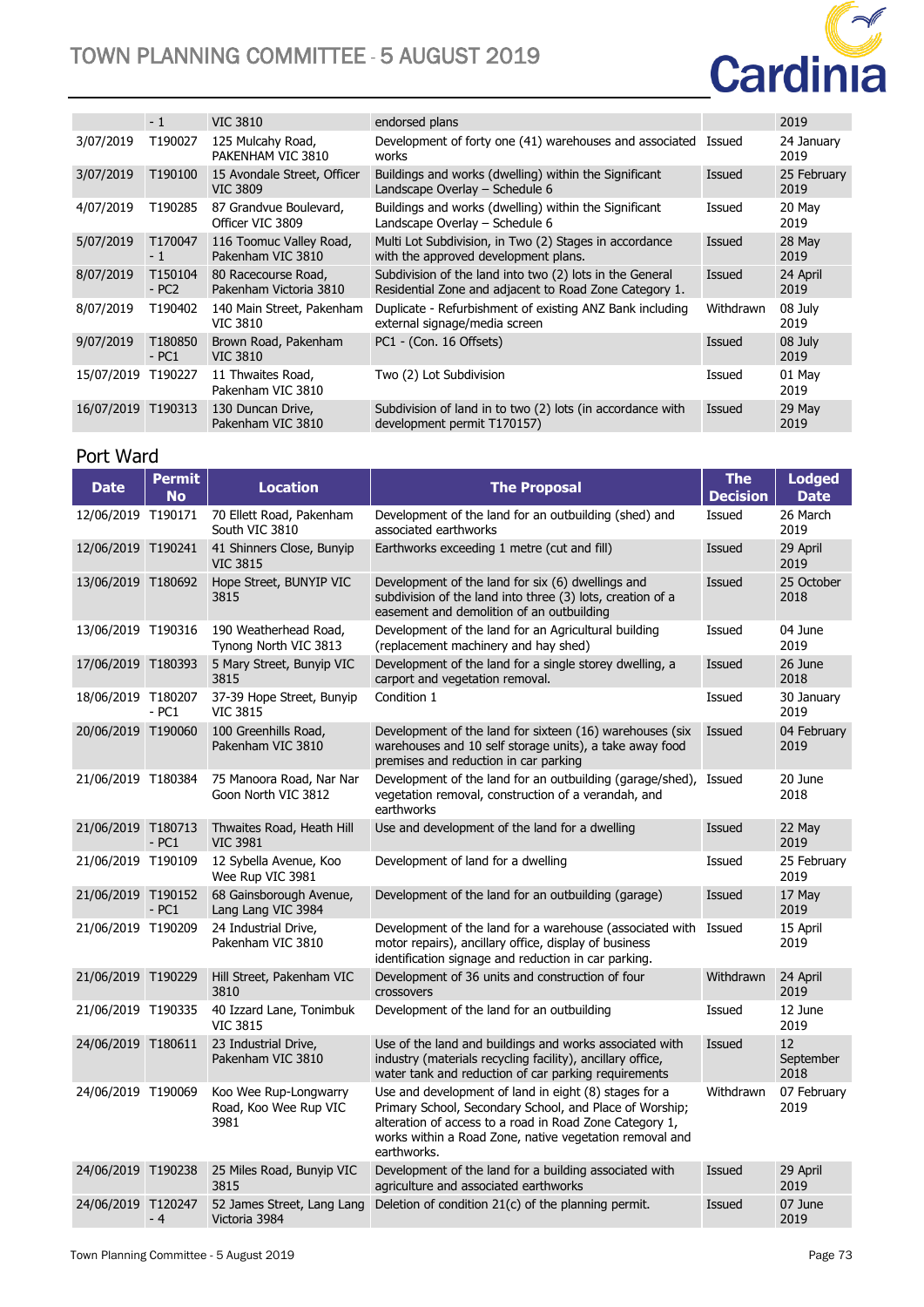| | - 1 | VIC 3810 | endorsed plans | | 2019 |
|---|---|---|---|---|---|
| 3/07/2019 | T190027 | 125 Mulcahy Road, PAKENHAM VIC 3810 | Development of forty one (41) warehouses and associated works | Issued | 24 January 2019 |
| 3/07/2019 | T190100 | 15 Avondale Street, Officer VIC 3809 | Buildings and works (dwelling) within the Significant Landscape Overlay – Schedule 6 | Issued | 25 February 2019 |
| 4/07/2019 | T190285 | 87 Grandvue Boulevard, Officer VIC 3809 | Buildings and works (dwelling) within the Significant Landscape Overlay – Schedule 6 | Issued | 20 May 2019 |
| 5/07/2019 | T170047 - 1 | 116 Toomuc Valley Road, Pakenham VIC 3810 | Multi Lot Subdivision, in Two (2) Stages in accordance with the approved development plans. | Issued | 28 May 2019 |
| 8/07/2019 | T150104 - PC2 | 80 Racecourse Road, Pakenham Victoria 3810 | Subdivision of the land into two (2) lots in the General Residential Zone and adjacent to Road Zone Category 1. | Issued | 24 April 2019 |
| 8/07/2019 | T190402 | 140 Main Street, Pakenham VIC 3810 | Duplicate - Refurbishment of existing ANZ Bank including external signage/media screen | Withdrawn | 08 July 2019 |
| 9/07/2019 | T180850 - PC1 | Brown Road, Pakenham VIC 3810 | PC1 - (Con. 16 Offsets) | Issued | 08 July 2019 |
| 15/07/2019 | T190227 | 11 Thwaites Road, Pakenham VIC 3810 | Two (2) Lot Subdivision | Issued | 01 May 2019 |
| 16/07/2019 | T190313 | 130 Duncan Drive, Pakenham VIC 3810 | Subdivision of land in to two (2) lots (in accordance with development permit T170157) | Issued | 29 May 2019 |

## Port Ward

| Date | Permit No | Location | The Proposal | The Decision | Lodged Date |
|---|---|---|---|---|---|
| 12/06/2019 | T190171 | 70 Ellett Road, Pakenham South VIC 3810 | Development of the land for an outbuilding (shed) and associated earthworks | Issued | 26 March 2019 |
| 12/06/2019 | T190241 | 41 Shinners Close, Bunyip VIC 3815 | Earthworks exceeding 1 metre (cut and fill) | Issued | 29 April 2019 |
| 13/06/2019 | T180692 | Hope Street, BUNYIP VIC 3815 | Development of the land for six (6) dwellings and subdivision of the land into three (3) lots, creation of a easement and demolition of an outbuilding | Issued | 25 October 2018 |
| 13/06/2019 | T190316 | 190 Weatherhead Road, Tynong North VIC 3813 | Development of the land for an Agricultural building (replacement machinery and hay shed) | Issued | 04 June 2019 |
| 17/06/2019 | T180393 | 5 Mary Street, Bunyip VIC 3815 | Development of the land for a single storey dwelling, a carport and vegetation removal. | Issued | 26 June 2018 |
| 18/06/2019 | T180207 - PC1 | 37-39 Hope Street, Bunyip VIC 3815 | Condition 1 | Issued | 30 January 2019 |
| 20/06/2019 | T190060 | 100 Greenhills Road, Pakenham VIC 3810 | Development of the land for sixteen (16) warehouses (six warehouses and 10 self storage units), a take away food premises and reduction in car parking | Issued | 04 February 2019 |
| 21/06/2019 | T180384 | 75 Manoora Road, Nar Nar Goon North VIC 3812 | Development of the land for an outbuilding (garage/shed), vegetation removal, construction of a verandah, and earthworks | Issued | 20 June 2018 |
| 21/06/2019 | T180713 - PC1 | Thwaites Road, Heath Hill VIC 3981 | Use and development of the land for a dwelling | Issued | 22 May 2019 |
| 21/06/2019 | T190109 | 12 Sybella Avenue, Koo Wee Rup VIC 3981 | Development of land for a dwelling | Issued | 25 February 2019 |
| 21/06/2019 | T190152 - PC1 | 68 Gainsborough Avenue, Lang Lang VIC 3984 | Development of the land for an outbuilding (garage) | Issued | 17 May 2019 |
| 21/06/2019 | T190209 | 24 Industrial Drive, Pakenham VIC 3810 | Development of the land for a warehouse (associated with motor repairs), ancillary office, display of business identification signage and reduction in car parking. | Issued | 15 April 2019 |
| 21/06/2019 | T190229 | Hill Street, Pakenham VIC 3810 | Development of 36 units and construction of four crossovers | Withdrawn | 24 April 2019 |
| 21/06/2019 | T190335 | 40 Izzard Lane, Tonimbuk VIC 3815 | Development of the land for an outbuilding | Issued | 12 June 2019 |
| 24/06/2019 | T180611 | 23 Industrial Drive, Pakenham VIC 3810 | Use of the land and buildings and works associated with industry (materials recycling facility), ancillary office, water tank and reduction of car parking requirements | Issued | 12 September 2018 |
| 24/06/2019 | T190069 | Koo Wee Rup-Longwarry Road, Koo Wee Rup VIC 3981 | Use and development of land in eight (8) stages for a Primary School, Secondary School, and Place of Worship; alteration of access to a road in Road Zone Category 1, works within a Road Zone, native vegetation removal and earthworks. | Withdrawn | 07 February 2019 |
| 24/06/2019 | T190238 | 25 Miles Road, Bunyip VIC 3815 | Development of the land for a building associated with agriculture and associated earthworks | Issued | 29 April 2019 |
| 24/06/2019 | T120247 - 4 | 52 James Street, Lang Lang Victoria 3984 | Deletion of condition 21(c) of the planning permit. | Issued | 07 June 2019 |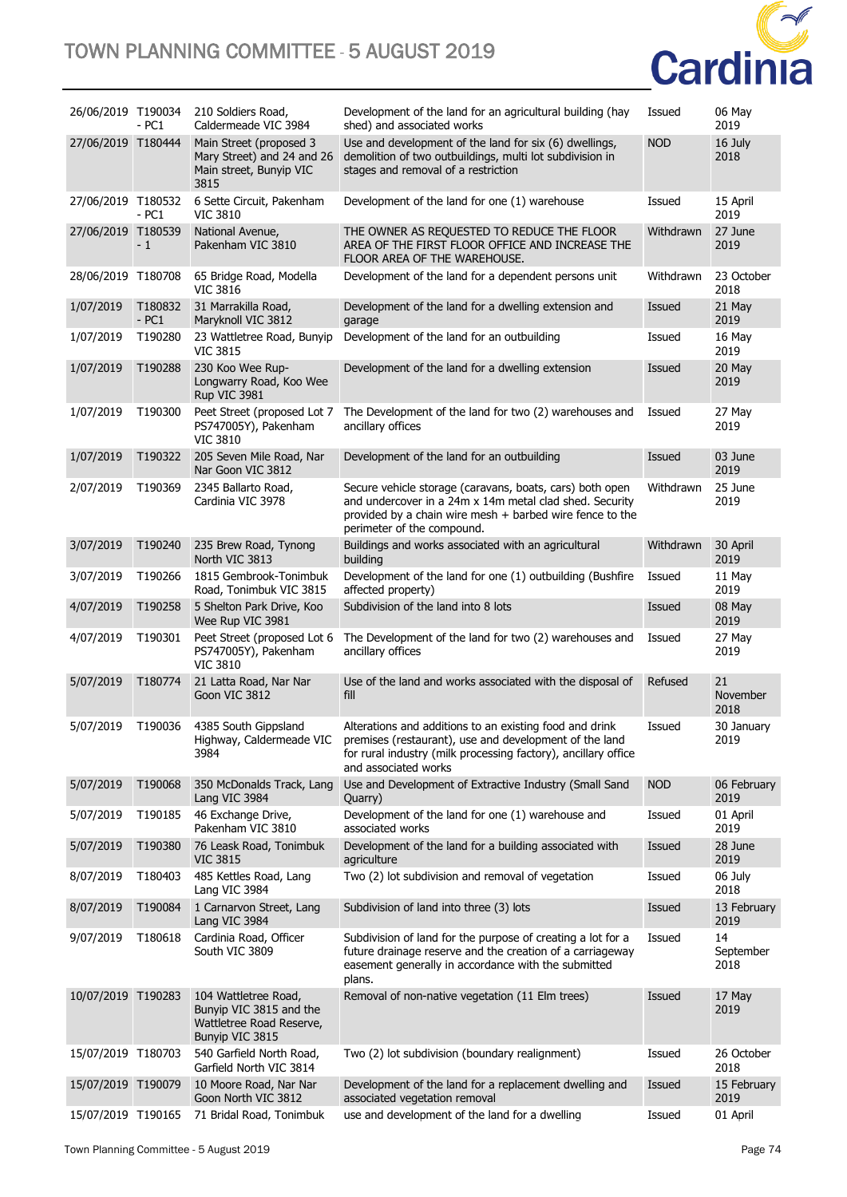| | | | | | |
|---|---|---|---|---|---|
| 26/06/2019 | T190034 - PC1 | 210 Soldiers Road, Caldermeade VIC 3984 | Development of the land for an agricultural building (hay shed) and associated works | Issued | 06 May 2019 |
| 27/06/2019 | T180444 | Main Street (proposed 3 Mary Street) and 24 and 26 Main street, Bunyip VIC 3815 | Use and development of the land for six (6) dwellings, demolition of two outbuildings, multi lot subdivision in stages and removal of a restriction | NOD | 16 July 2018 |
| 27/06/2019 | T180532 - PC1 | 6 Sette Circuit, Pakenham VIC 3810 | Development of the land for one (1) warehouse | Issued | 15 April 2019 |
| 27/06/2019 | T180539 - 1 | National Avenue, Pakenham VIC 3810 | THE OWNER AS REQUESTED TO REDUCE THE FLOOR AREA OF THE FIRST FLOOR OFFICE AND INCREASE THE FLOOR AREA OF THE WAREHOUSE. | Withdrawn | 27 June 2019 |
| 28/06/2019 | T180708 | 65 Bridge Road, Modella VIC 3816 | Development of the land for a dependent persons unit | Withdrawn | 23 October 2018 |
| 1/07/2019 | T180832 - PC1 | 31 Marrakilla Road, Maryknoll VIC 3812 | Development of the land for a dwelling extension and garage | Issued | 21 May 2019 |
| 1/07/2019 | T190280 | 23 Wattletree Road, Bunyip VIC 3815 | Development of the land for an outbuilding | Issued | 16 May 2019 |
| 1/07/2019 | T190288 | 230 Koo Wee Rup-Longwarry Road, Koo Wee Rup VIC 3981 | Development of the land for a dwelling extension | Issued | 20 May 2019 |
| 1/07/2019 | T190300 | Peet Street (proposed Lot 7 PS747005Y), Pakenham VIC 3810 | The Development of the land for two (2) warehouses and ancillary offices | Issued | 27 May 2019 |
| 1/07/2019 | T190322 | 205 Seven Mile Road, Nar Nar Goon VIC 3812 | Development of the land for an outbuilding | Issued | 03 June 2019 |
| 2/07/2019 | T190369 | 2345 Ballarto Road, Cardinia VIC 3978 | Secure vehicle storage (caravans, boats, cars) both open and undercover in a 24m x 14m metal clad shed. Security provided by a chain wire mesh + barbed wire fence to the perimeter of the compound. | Withdrawn | 25 June 2019 |
| 3/07/2019 | T190240 | 235 Brew Road, Tynong North VIC 3813 | Buildings and works associated with an agricultural building | Withdrawn | 30 April 2019 |
| 3/07/2019 | T190266 | 1815 Gembrook-Tonimbuk Road, Tonimbuk VIC 3815 | Development of the land for one (1) outbuilding (Bushfire affected property) | Issued | 11 May 2019 |
| 4/07/2019 | T190258 | 5 Shelton Park Drive, Koo Wee Rup VIC 3981 | Subdivision of the land into 8 lots | Issued | 08 May 2019 |
| 4/07/2019 | T190301 | Peet Street (proposed Lot 6 PS747005Y), Pakenham VIC 3810 | The Development of the land for two (2) warehouses and ancillary offices | Issued | 27 May 2019 |
| 5/07/2019 | T180774 | 21 Latta Road, Nar Nar Goon VIC 3812 | Use of the land and works associated with the disposal of fill | Refused | 21 November 2018 |
| 5/07/2019 | T190036 | 4385 South Gippsland Highway, Caldermeade VIC 3984 | Alterations and additions to an existing food and drink premises (restaurant), use and development of the land for rural industry (milk processing factory), ancillary office and associated works | Issued | 30 January 2019 |
| 5/07/2019 | T190068 | 350 McDonalds Track, Lang Lang VIC 3984 | Use and Development of Extractive Industry (Small Sand Quarry) | NOD | 06 February 2019 |
| 5/07/2019 | T190185 | 46 Exchange Drive, Pakenham VIC 3810 | Development of the land for one (1) warehouse and associated works | Issued | 01 April 2019 |
| 5/07/2019 | T190380 | 76 Leask Road, Tonimbuk VIC 3815 | Development of the land for a building associated with agriculture | Issued | 28 June 2019 |
| 8/07/2019 | T180403 | 485 Kettles Road, Lang Lang VIC 3984 | Two (2) lot subdivision and removal of vegetation | Issued | 06 July 2018 |
| 8/07/2019 | T190084 | 1 Carnarvon Street, Lang Lang VIC 3984 | Subdivision of land into three (3) lots | Issued | 13 February 2019 |
| 9/07/2019 | T180618 | Cardinia Road, Officer South VIC 3809 | Subdivision of land for the purpose of creating a lot for a future drainage reserve and the creation of a carriageway easement generally in accordance with the submitted plans. | Issued | 14 September 2018 |
| 10/07/2019 | T190283 | 104 Wattletree Road, Bunyip VIC 3815 and the Wattletree Road Reserve, Bunyip VIC 3815 | Removal of non-native vegetation (11 Elm trees) | Issued | 17 May 2019 |
| 15/07/2019 | T180703 | 540 Garfield North Road, Garfield North VIC 3814 | Two (2) lot subdivision (boundary realignment) | Issued | 26 October 2018 |
| 15/07/2019 | T190079 | 10 Moore Road, Nar Nar Goon North VIC 3812 | Development of the land for a replacement dwelling and associated vegetation removal | Issued | 15 February 2019 |
| 15/07/2019 | T190165 | 71 Bridal Road, Tonimbuk | use and development of the land for a dwelling | Issued | 01 April |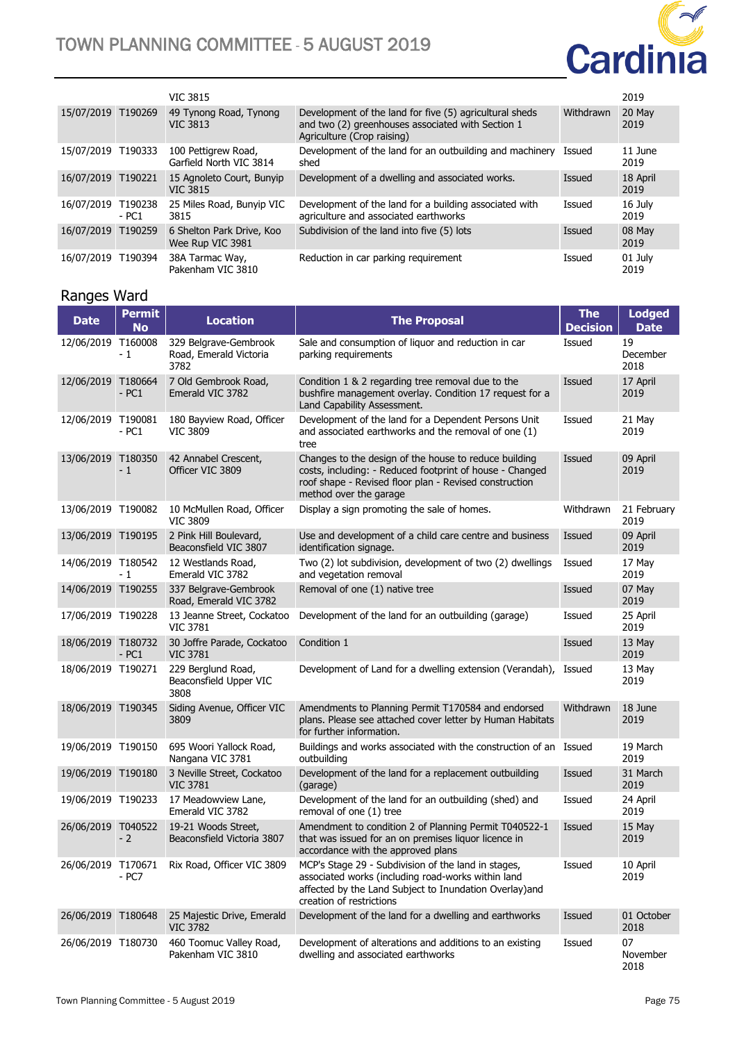| | | VIC 3815 | | | 2019 |
|---|---|---|---|---|---|
| 15/07/2019 | T190269 | 49 Tynong Road, Tynong VIC 3813 | Development of the land for five (5) agricultural sheds and two (2) greenhouses associated with Section 1 Agriculture (Crop raising) | Withdrawn | 20 May 2019 |
| 15/07/2019 | T190333 | 100 Pettigrew Road, Garfield North VIC 3814 | Development of the land for an outbuilding and machinery shed | Issued | 11 June 2019 |
| 16/07/2019 | T190221 | 15 Agnoleto Court, Bunyip VIC 3815 | Development of a dwelling and associated works. | Issued | 18 April 2019 |
| 16/07/2019 | T190238 - PC1 | 25 Miles Road, Bunyip VIC 3815 | Development of the land for a building associated with agriculture and associated earthworks | Issued | 16 July 2019 |
| 16/07/2019 | T190259 | 6 Shelton Park Drive, Koo Wee Rup VIC 3981 | Subdivision of the land into five (5) lots | Issued | 08 May 2019 |
| 16/07/2019 | T190394 | 38A Tarmac Way, Pakenham VIC 3810 | Reduction in car parking requirement | Issued | 01 July 2019 |

## Ranges Ward

| Date | Permit No | Location | The Proposal | The Decision | Lodged Date |
|---|---|---|---|---|---|
| 12/06/2019 | T160008 - 1 | 329 Belgrave-Gembrook Road, Emerald Victoria 3782 | Sale and consumption of liquor and reduction in car parking requirements | Issued | 19 December 2018 |
| 12/06/2019 | T180664 - PC1 | 7 Old Gembrook Road, Emerald VIC 3782 | Condition 1 & 2 regarding tree removal due to the bushfire management overlay. Condition 17 request for a Land Capability Assessment. | Issued | 17 April 2019 |
| 12/06/2019 | T190081 - PC1 | 180 Bayview Road, Officer VIC 3809 | Development of the land for a Dependent Persons Unit and associated earthworks and the removal of one (1) tree | Issued | 21 May 2019 |
| 13/06/2019 | T180350 - 1 | 42 Annabel Crescent, Officer VIC 3809 | Changes to the design of the house to reduce building costs, including: - Reduced footprint of house - Changed roof shape - Revised floor plan - Revised construction method over the garage | Issued | 09 April 2019 |
| 13/06/2019 | T190082 | 10 McMullen Road, Officer VIC 3809 | Display a sign promoting the sale of homes. | Withdrawn | 21 February 2019 |
| 13/06/2019 | T190195 | 2 Pink Hill Boulevard, Beaconsfield VIC 3807 | Use and development of a child care centre and business identification signage. | Issued | 09 April 2019 |
| 14/06/2019 | T180542 - 1 | 12 Westlands Road, Emerald VIC 3782 | Two (2) lot subdivision, development of two (2) dwellings and vegetation removal | Issued | 17 May 2019 |
| 14/06/2019 | T190255 | 337 Belgrave-Gembrook Road, Emerald VIC 3782 | Removal of one (1) native tree | Issued | 07 May 2019 |
| 17/06/2019 | T190228 | 13 Jeanne Street, Cockatoo VIC 3781 | Development of the land for an outbuilding (garage) | Issued | 25 April 2019 |
| 18/06/2019 | T180732 - PC1 | 30 Joffre Parade, Cockatoo VIC 3781 | Condition 1 | Issued | 13 May 2019 |
| 18/06/2019 | T190271 | 229 Berglund Road, Beaconsfield Upper VIC 3808 | Development of Land for a dwelling extension (Verandah), | Issued | 13 May 2019 |
| 18/06/2019 | T190345 | Siding Avenue, Officer VIC 3809 | Amendments to Planning Permit T170584 and endorsed plans. Please see attached cover letter by Human Habitats for further information. | Withdrawn | 18 June 2019 |
| 19/06/2019 | T190150 | 695 Woori Yallock Road, Nangana VIC 3781 | Buildings and works associated with the construction of an outbuilding | Issued | 19 March 2019 |
| 19/06/2019 | T190180 | 3 Neville Street, Cockatoo VIC 3781 | Development of the land for a replacement outbuilding (garage) | Issued | 31 March 2019 |
| 19/06/2019 | T190233 | 17 Meadowview Lane, Emerald VIC 3782 | Development of the land for an outbuilding (shed) and removal of one (1) tree | Issued | 24 April 2019 |
| 26/06/2019 | T040522 - 2 | 19-21 Woods Street, Beaconsfield Victoria 3807 | Amendment to condition 2 of Planning Permit T040522-1 that was issued for an on premises liquor licence in accordance with the approved plans | Issued | 15 May 2019 |
| 26/06/2019 | T170671 - PC7 | Rix Road, Officer VIC 3809 | MCP's Stage 29 - Subdivision of the land in stages, associated works (including road-works within land affected by the Land Subject to Inundation Overlay)and creation of restrictions | Issued | 10 April 2019 |
| 26/06/2019 | T180648 | 25 Majestic Drive, Emerald VIC 3782 | Development of the land for a dwelling and earthworks | Issued | 01 October 2018 |
| 26/06/2019 | T180730 | 460 Toomuc Valley Road, Pakenham VIC 3810 | Development of alterations and additions to an existing dwelling and associated earthworks | Issued | 07 November 2018 |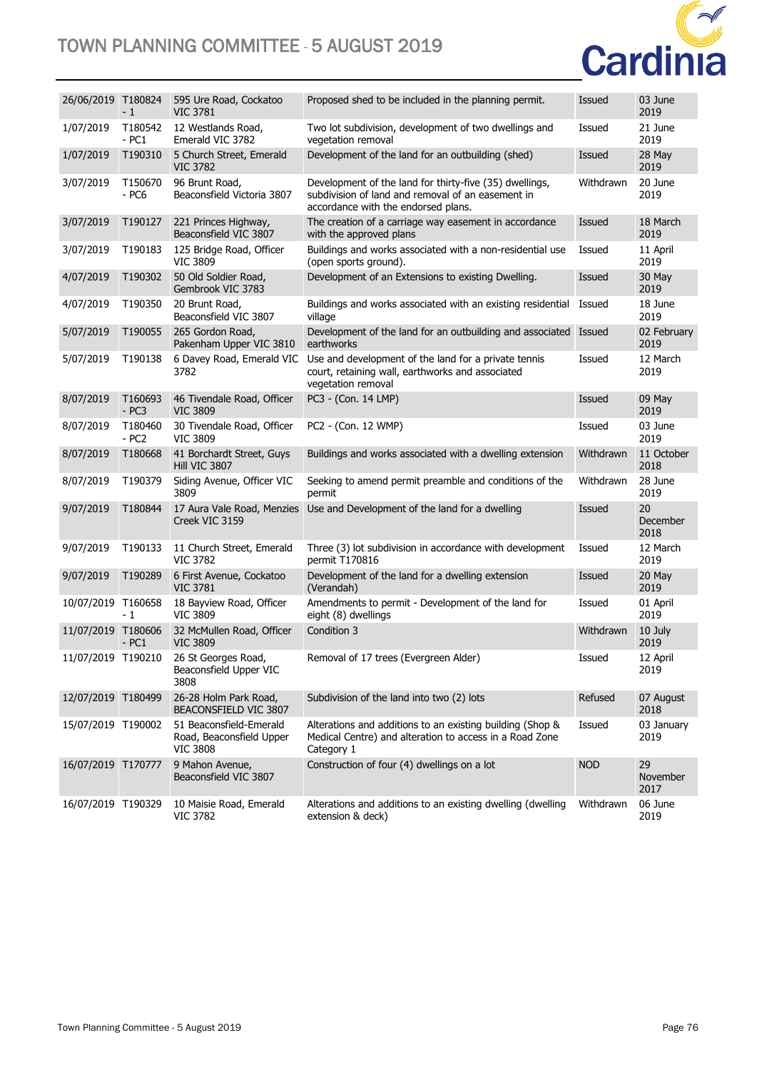| | | | | | |
|---|---|---|---|---|---|
| 26/06/2019 | T180824 - 1 | 595 Ure Road, Cockatoo VIC 3781 | Proposed shed to be included in the planning permit. | Issued | 03 June 2019 |
| 1/07/2019 | T180542 - PC1 | 12 Westlands Road, Emerald VIC 3782 | Two lot subdivision, development of two dwellings and vegetation removal | Issued | 21 June 2019 |
| 1/07/2019 | T190310 | 5 Church Street, Emerald VIC 3782 | Development of the land for an outbuilding (shed) | Issued | 28 May 2019 |
| 3/07/2019 | T150670 - PC6 | 96 Brunt Road, Beaconsfield Victoria 3807 | Development of the land for thirty-five (35) dwellings, subdivision of land and removal of an easement in accordance with the endorsed plans. | Withdrawn | 20 June 2019 |
| 3/07/2019 | T190127 | 221 Princes Highway, Beaconsfield VIC 3807 | The creation of a carriage way easement in accordance with the approved plans | Issued | 18 March 2019 |
| 3/07/2019 | T190183 | 125 Bridge Road, Officer VIC 3809 | Buildings and works associated with a non-residential use (open sports ground). | Issued | 11 April 2019 |
| 4/07/2019 | T190302 | 50 Old Soldier Road, Gembrook VIC 3783 | Development of an Extensions to existing Dwelling. | Issued | 30 May 2019 |
| 4/07/2019 | T190350 | 20 Brunt Road, Beaconsfield VIC 3807 | Buildings and works associated with an existing residential village | Issued | 18 June 2019 |
| 5/07/2019 | T190055 | 265 Gordon Road, Pakenham Upper VIC 3810 | Development of the land for an outbuilding and associated earthworks | Issued | 02 February 2019 |
| 5/07/2019 | T190138 | 6 Davey Road, Emerald VIC 3782 | Use and development of the land for a private tennis court, retaining wall, earthworks and associated vegetation removal | Issued | 12 March 2019 |
| 8/07/2019 | T160693 - PC3 | 46 Tivendale Road, Officer VIC 3809 | PC3 - (Con. 14 LMP) | Issued | 09 May 2019 |
| 8/07/2019 | T180460 - PC2 | 30 Tivendale Road, Officer VIC 3809 | PC2 - (Con. 12 WMP) | Issued | 03 June 2019 |
| 8/07/2019 | T180668 | 41 Borchardt Street, Guys Hill VIC 3807 | Buildings and works associated with a dwelling extension | Withdrawn | 11 October 2018 |
| 8/07/2019 | T190379 | Siding Avenue, Officer VIC 3809 | Seeking to amend permit preamble and conditions of the permit | Withdrawn | 28 June 2019 |
| 9/07/2019 | T180844 | 17 Aura Vale Road, Menzies Creek VIC 3159 | Use and Development of the land for a dwelling | Issued | 20 December 2018 |
| 9/07/2019 | T190133 | 11 Church Street, Emerald VIC 3782 | Three (3) lot subdivision in accordance with development permit T170816 | Issued | 12 March 2019 |
| 9/07/2019 | T190289 | 6 First Avenue, Cockatoo VIC 3781 | Development of the land for a dwelling extension (Verandah) | Issued | 20 May 2019 |
| 10/07/2019 | T160658 - 1 | 18 Bayview Road, Officer VIC 3809 | Amendments to permit - Development of the land for eight (8) dwellings | Issued | 01 April 2019 |
| 11/07/2019 | T180606 - PC1 | 32 McMullen Road, Officer VIC 3809 | Condition 3 | Withdrawn | 10 July 2019 |
| 11/07/2019 | T190210 | 26 St Georges Road, Beaconsfield Upper VIC 3808 | Removal of 17 trees (Evergreen Alder) | Issued | 12 April 2019 |
| 12/07/2019 | T180499 | 26-28 Holm Park Road, BEACONSFIELD VIC 3807 | Subdivision of the land into two (2) lots | Refused | 07 August 2018 |
| 15/07/2019 | T190002 | 51 Beaconsfield-Emerald Road, Beaconsfield Upper VIC 3808 | Alterations and additions to an existing building (Shop & Medical Centre) and alteration to access in a Road Zone Category 1 | Issued | 03 January 2019 |
| 16/07/2019 | T170777 | 9 Mahon Avenue, Beaconsfield VIC 3807 | Construction of four (4) dwellings on a lot | NOD | 29 November 2017 |
| 16/07/2019 | T190329 | 10 Maisie Road, Emerald VIC 3782 | Alterations and additions to an existing dwelling (dwelling extension & deck) | Withdrawn | 06 June 2019 |